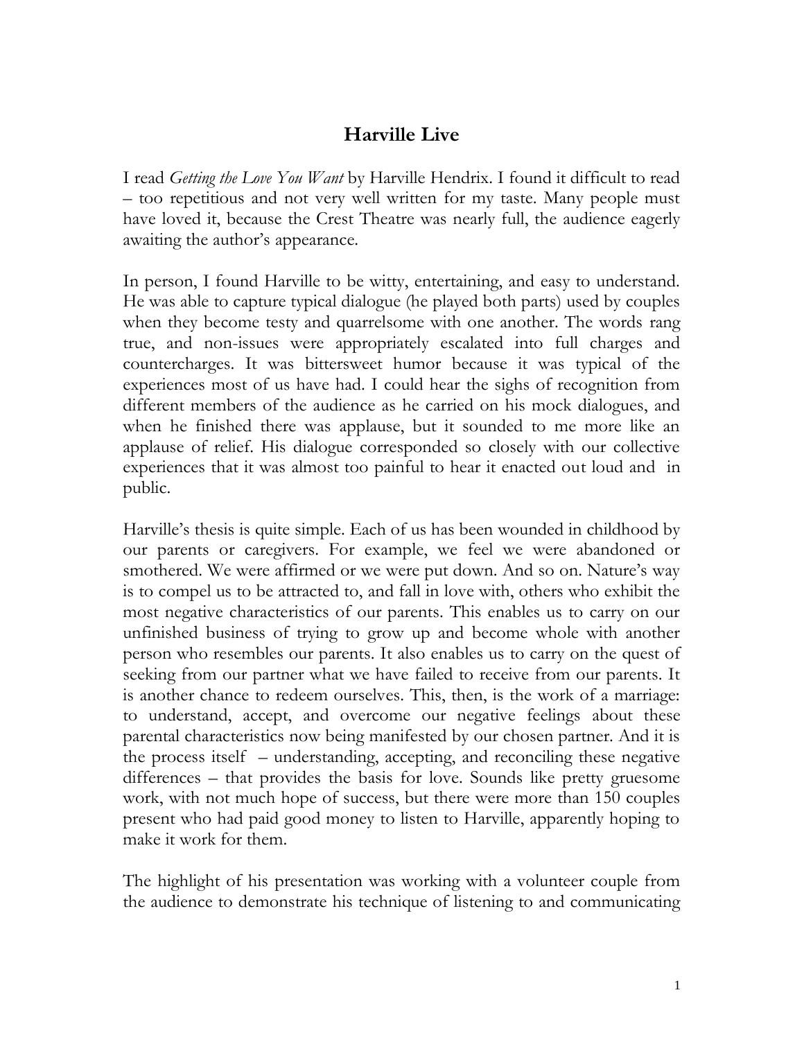# Harville Live

I read *Getting the Love You Want* by Harville Hendrix. I found it difficult to read – too repetitious and not very well written for my taste. Many people must have loved it, because the Crest Theatre was nearly full, the audience eagerly awaiting the author's appearance.

In person, I found Harville to be witty, entertaining, and easy to understand. He was able to capture typical dialogue (he played both parts) used by couples when they become testy and quarrelsome with one another. The words rang true, and non-issues were appropriately escalated into full charges and countercharges. It was bittersweet humor because it was typical of the experiences most of us have had. I could hear the sighs of recognition from different members of the audience as he carried on his mock dialogues, and when he finished there was applause, but it sounded to me more like an applause of relief. His dialogue corresponded so closely with our collective experiences that it was almost too painful to hear it enacted out loud and in public.

Harville's thesis is quite simple. Each of us has been wounded in childhood by our parents or caregivers. For example, we feel we were abandoned or smothered. We were affirmed or we were put down. And so on. Nature's way is to compel us to be attracted to, and fall in love with, others who exhibit the most negative characteristics of our parents. This enables us to carry on our unfinished business of trying to grow up and become whole with another person who resembles our parents. It also enables us to carry on the quest of seeking from our partner what we have failed to receive from our parents. It is another chance to redeem ourselves. This, then, is the work of a marriage: to understand, accept, and overcome our negative feelings about these parental characteristics now being manifested by our chosen partner. And it is the process itself – understanding, accepting, and reconciling these negative differences – that provides the basis for love. Sounds like pretty gruesome work, with not much hope of success, but there were more than 150 couples present who had paid good money to listen to Harville, apparently hoping to make it work for them.

The highlight of his presentation was working with a volunteer couple from the audience to demonstrate his technique of listening to and communicating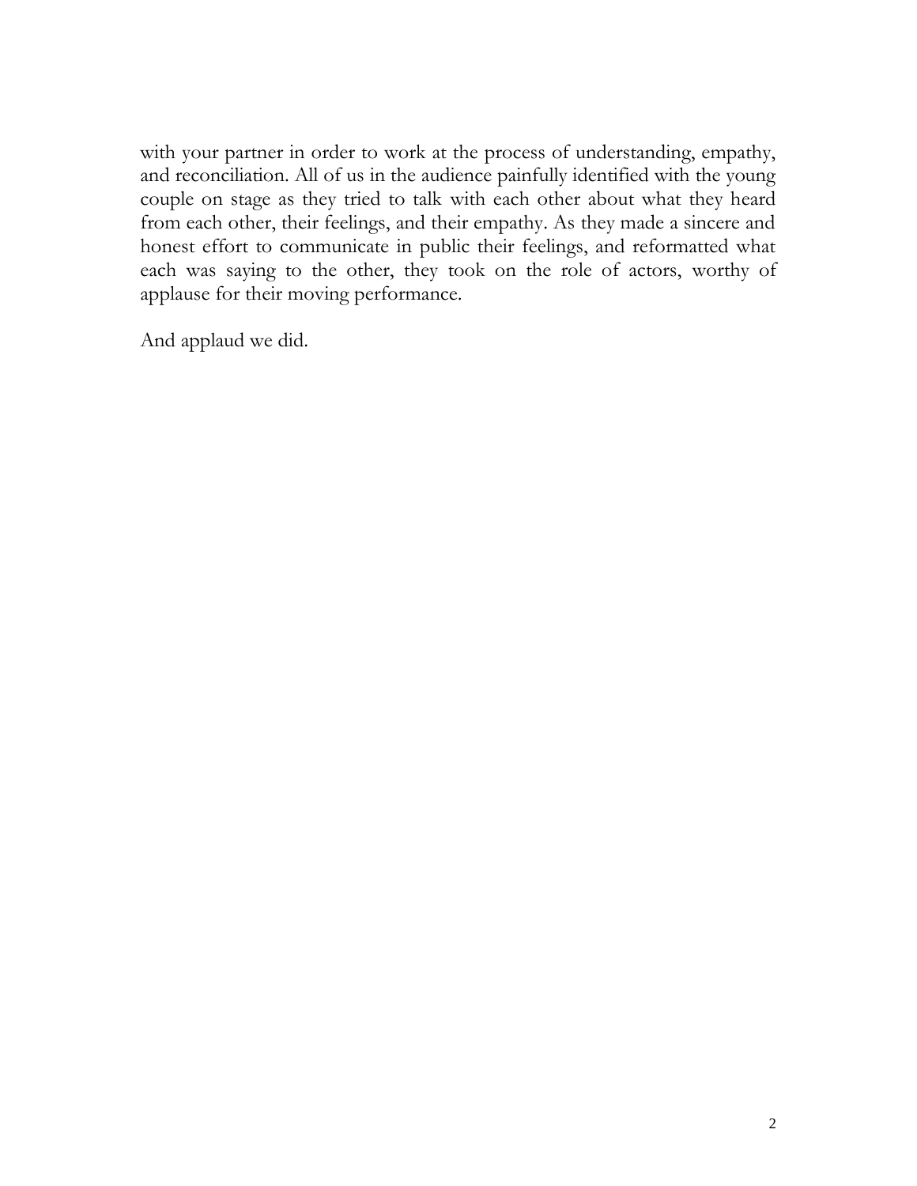with your partner in order to work at the process of understanding, empathy, and reconciliation. All of us in the audience painfully identified with the young couple on stage as they tried to talk with each other about what they heard from each other, their feelings, and their empathy. As they made a sincere and honest effort to communicate in public their feelings, and reformatted what each was saying to the other, they took on the role of actors, worthy of applause for their moving performance.

And applaud we did.